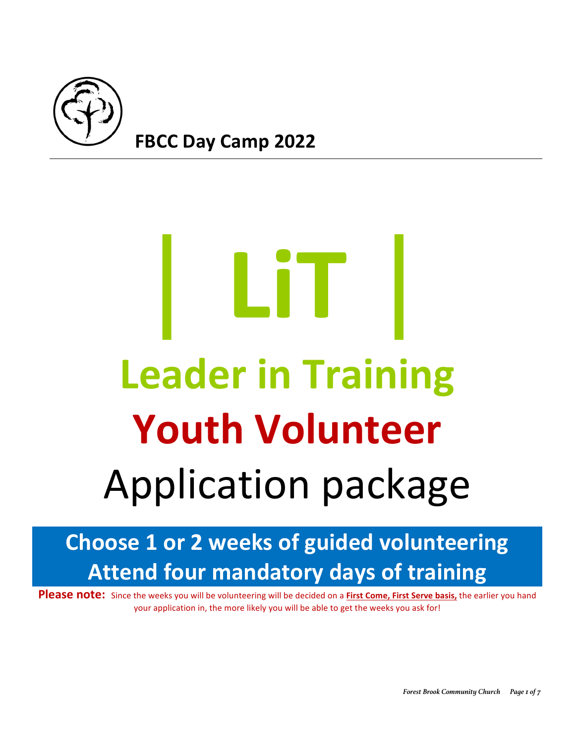**FBCC Day Camp 2022**

# | LiT |

# Leader in Training

# Youth Volunteer

# Application package

## Choose 1 or 2 weeks of guided volunteering
## Attend four mandatory days of training

**Please note:** Since the weeks you will be volunteering will be decided on a **First Come, First Serve basis,** the earlier you hand your application in, the more likely you will be able to get the weeks you ask for!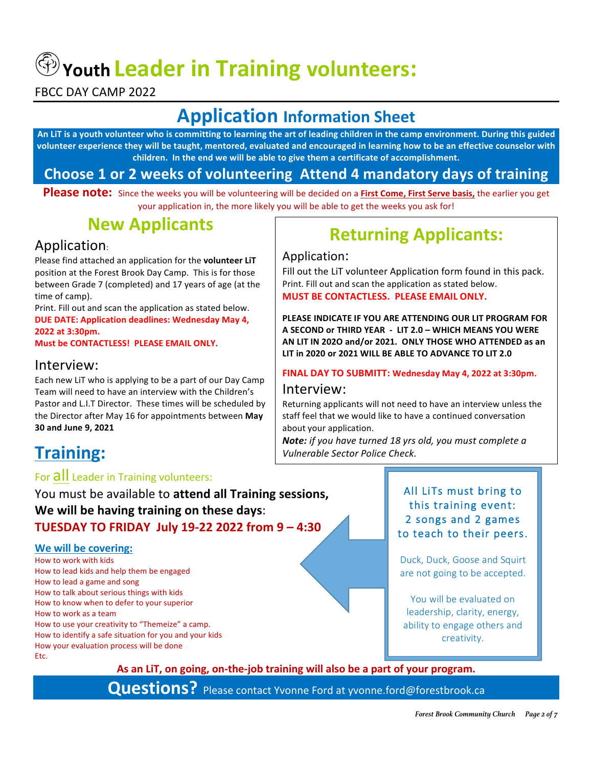# Youth Leader in Training volunteers:

FBCC DAY CAMP 2022

## Application Information Sheet

**An LiT is a youth volunteer who is committing to learning the art of leading children in the camp environment. During this guided volunteer experience they will be taught, mentored, evaluated and encouraged in learning how to be an effective counselor with children. In the end we will be able to give them a certificate of accomplishment.**

### Choose 1 or 2 weeks of volunteering Attend 4 mandatory days of training

**Please note:** Since the weeks you will be volunteering will be decided on a **First Come, First Serve basis,** the earlier you get your application in, the more likely you will be able to get the weeks you ask for!

## New Applicants

### Application:

Please find attached an application for the **volunteer LiT** position at the Forest Brook Day Camp. This is for those between Grade 7 (completed) and 17 years of age (at the time of camp).

Print. Fill out and scan the application as stated below.

**DUE DATE: Application deadlines: Wednesday May 4, 2022 at 3:30pm.**

**Must be CONTACTLESS! PLEASE EMAIL ONLY.**

### Interview:

Each new LiT who is applying to be a part of our Day Camp Team will need to have an interview with the Children's Pastor and L.I.T Director. These times will be scheduled by the Director after May 16 for appointments between **May 30 and June 9, 2021**

## Returning Applicants:

### Application:

Fill out the LiT volunteer Application form found in this pack. Print. Fill out and scan the application as stated below.

**MUST BE CONTACTLESS. PLEASE EMAIL ONLY.**

**PLEASE INDICATE IF YOU ARE ATTENDING OUR LIT PROGRAM FOR A SECOND or THIRD YEAR - LIT 2.0 – WHICH MEANS YOU WERE AN LIT IN 202O and/or 2021. ONLY THOSE WHO ATTENDED as an LIT in 2020 or 2021 WILL BE ABLE TO ADVANCE TO LIT 2.0**

**FINAL DAY TO SUBMITT: Wednesday May 4, 2022 at 3:30pm.**

### Interview:

Returning applicants will not need to have an interview unless the staff feel that we would like to have a continued conversation about your application.

***Note:*** *if you have turned 18 yrs old, you must complete a Vulnerable Sector Police Check.*

## Training:

For all Leader in Training volunteers:

You must be available to **attend all Training sessions,**
**We will be having training on these days**:
**TUESDAY TO FRIDAY July 19-22 2022 from 9 – 4:30**

**We will be covering:**

- How to work with kids
- How to lead kids and help them be engaged
- How to lead a game and song
- How to talk about serious things with kids
- How to know when to defer to your superior
- How to work as a team
- How to use your creativity to "Themeize" a camp.
- How to identify a safe situation for you and your kids
- How your evaluation process will be done
- Etc.

All LiTs must bring to this training event: 2 songs and 2 games to teach to their peers.

Duck, Duck, Goose and Squirt are not going to be accepted.

You will be evaluated on leadership, clarity, energy, ability to engage others and creativity.

**As an LiT, on going, on-the-job training will also be a part of your program.**

**Questions?** Please contact Yvonne Ford at yvonne.ford@forestbrook.ca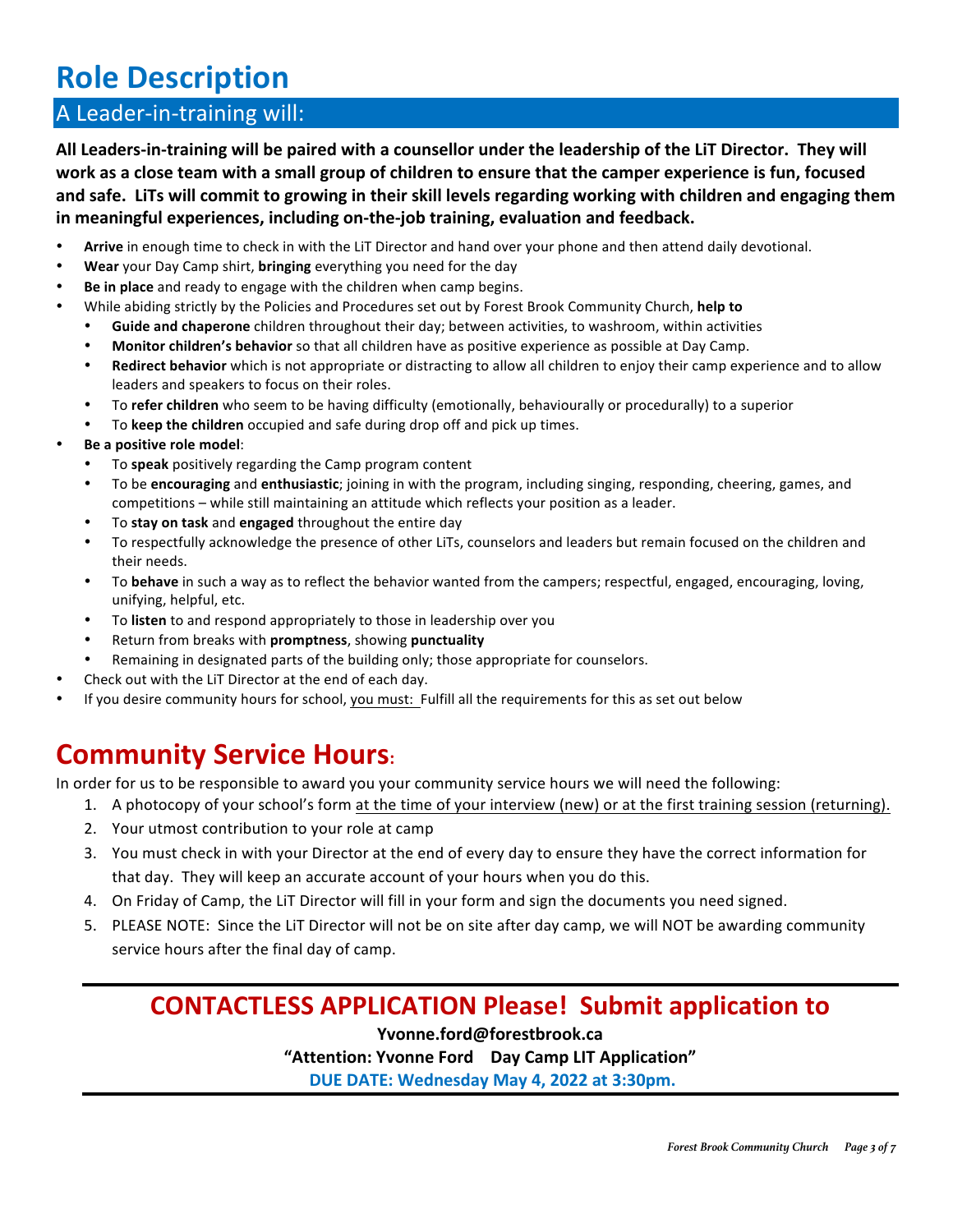# Role Description

## A Leader-in-training will:

**All Leaders-in-training will be paired with a counsellor under the leadership of the LiT Director. They will work as a close team with a small group of children to ensure that the camper experience is fun, focused and safe. LiTs will commit to growing in their skill levels regarding working with children and engaging them in meaningful experiences, including on-the-job training, evaluation and feedback.**

- **Arrive** in enough time to check in with the LiT Director and hand over your phone and then attend daily devotional.
- **Wear** your Day Camp shirt, **bringing** everything you need for the day
- **Be in place** and ready to engage with the children when camp begins.
- While abiding strictly by the Policies and Procedures set out by Forest Brook Community Church, **help to**
  - **Guide and chaperone** children throughout their day; between activities, to washroom, within activities
  - **Monitor children's behavior** so that all children have as positive experience as possible at Day Camp.
  - **Redirect behavior** which is not appropriate or distracting to allow all children to enjoy their camp experience and to allow leaders and speakers to focus on their roles.
  - To **refer children** who seem to be having difficulty (emotionally, behaviourally or procedurally) to a superior
  - To **keep the children** occupied and safe during drop off and pick up times.
- **Be a positive role model**:
  - To **speak** positively regarding the Camp program content
  - To be **encouraging** and **enthusiastic**; joining in with the program, including singing, responding, cheering, games, and competitions – while still maintaining an attitude which reflects your position as a leader.
  - To **stay on task** and **engaged** throughout the entire day
  - To respectfully acknowledge the presence of other LiTs, counselors and leaders but remain focused on the children and their needs.
  - To **behave** in such a way as to reflect the behavior wanted from the campers; respectful, engaged, encouraging, loving, unifying, helpful, etc.
  - To **listen** to and respond appropriately to those in leadership over you
  - Return from breaks with **promptness**, showing **punctuality**
  - Remaining in designated parts of the building only; those appropriate for counselors.
- Check out with the LiT Director at the end of each day.
- If you desire community hours for school, you must: Fulfill all the requirements for this as set out below

# Community Service Hours:

In order for us to be responsible to award you your community service hours we will need the following:

1. A photocopy of your school's form at the time of your interview (new) or at the first training session (returning).
2. Your utmost contribution to your role at camp
3. You must check in with your Director at the end of every day to ensure they have the correct information for that day. They will keep an accurate account of your hours when you do this.
4. On Friday of Camp, the LiT Director will fill in your form and sign the documents you need signed.
5. PLEASE NOTE: Since the LiT Director will not be on site after day camp, we will NOT be awarding community service hours after the final day of camp.

---

## CONTACTLESS APPLICATION Please! Submit application to

**Yvonne.ford@forestbrook.ca**

**"Attention: Yvonne Ford Day Camp LIT Application"**

**DUE DATE: Wednesday May 4, 2022 at 3:30pm.**

---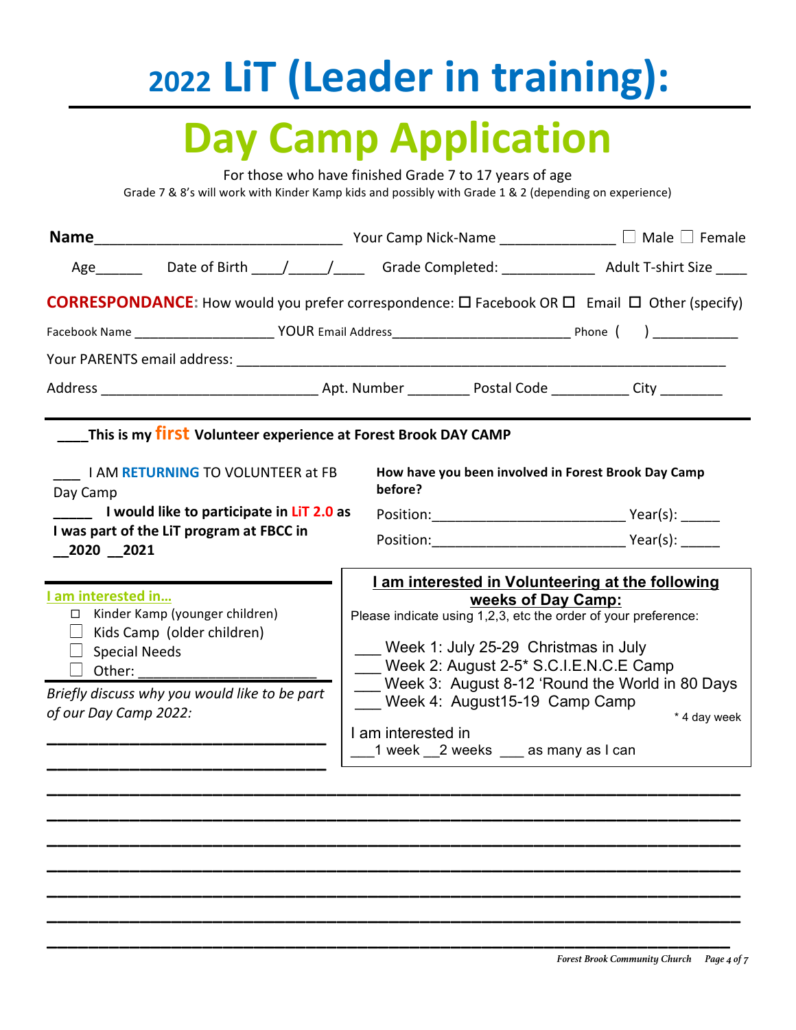# 2022 LiT (Leader in training):

# Day Camp Application

For those who have finished Grade 7 to 17 years of age

Grade 7 & 8's will work with Kinder Kamp kids and possibly with Grade 1 & 2 (depending on experience)

**Name**______________________________ Your Camp Nick-Name ______________ ☐ Male ☐ Female

Age______ Date of Birth ____/_____/____ Grade Completed: ___________ Adult T-shirt Size ____

**CORRESPONDANCE:** How would you prefer correspondence: ☐ Facebook OR ☐ Email ☐ Other (specify)

Facebook Name ___________________ YOUR Email Address_______________________ Phone ( ) ___________

Your PARENTS email address: _____________________________________________________________

Address ____________________________ Apt. Number ________ Postal Code __________ City ________

---

____**This is my first Volunteer experience at Forest Brook DAY CAMP**

___ I AM **RETURNING** TO VOLUNTEER at FB Day Camp

_____ **I would like to participate in LiT 2.0 as I was part of the LiT program at FBCC in __2020 __2021**

**How have you been involved in Forest Brook Day Camp before?**

Position:________________________ Year(s): _____

Position:________________________ Year(s): _____

---

**I am interested in…**

- ☐ Kinder Kamp (younger children)
- ☐ Kids Camp (older children)
- ☐ Special Needs
- ☐ Other: ______________________

**I am interested in Volunteering at the following weeks of Day Camp:**

Please indicate using 1,2,3, etc the order of your preference:

___ Week 1: July 25-29 Christmas in July
___ Week 2: August 2-5* S.C.I.E.N.C.E Camp
___ Week 3: August 8-12 'Round the World in 80 Days
___ Week 4: August15-19 Camp Camp

\* 4 day week

I am interested in
___1 week __2 weeks ___ as many as I can

*Briefly discuss why you would like to be part of our Day Camp 2022:*

______________________________

______________________________

______________________________________________________________________

______________________________________________________________________

______________________________________________________________________

______________________________________________________________________

______________________________________________________________________

______________________________________________________________________

______________________________________________________________________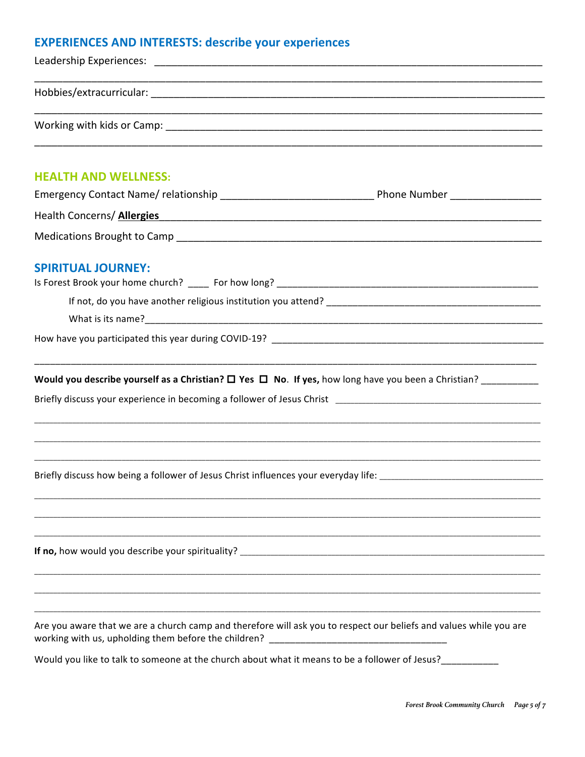## EXPERIENCES AND INTERESTS: describe your experiences

Leadership Experiences: ____________________________________________________________________

____________________________________________________________________________________

Hobbies/extracurricular: ____________________________________________________________________

____________________________________________________________________________________

Working with kids or Camp: __________________________________________________________________

____________________________________________________________________________________

## HEALTH AND WELLNESS:

Emergency Contact Name/ relationship __________________________ Phone Number _______________

Health Concerns/ **Allergies**____________________________________________________________________

Medications Brought to Camp ______________________________________________________________

## SPIRITUAL JOURNEY:

Is Forest Brook your home church? ____ For how long? ______________________________________________

If not, do you have another religious institution you attend? ______________________________________

What is its name?__________________________________________________________________________

How have you participated this year during COVID-19? ___________________________________________

____________________________________________________________________________________

**Would you describe yourself as a Christian?** ☐ **Yes** ☐ **No**. **If yes,** how long have you been a Christian? __________

Briefly discuss your experience in becoming a follower of Jesus Christ ____________________________________

____________________________________________________________________________________

____________________________________________________________________________________

____________________________________________________________________________________

Briefly discuss how being a follower of Jesus Christ influences your everyday life: ___________________________

____________________________________________________________________________________

____________________________________________________________________________________

____________________________________________________________________________________

**If no,** how would you describe your spirituality? ______________________________________________________

____________________________________________________________________________________

____________________________________________________________________________________

____________________________________________________________________________________

Are you aware that we are a church camp and therefore will ask you to respect our beliefs and values while you are working with us, upholding them before the children? _________________________________

Would you like to talk to someone at the church about what it means to be a follower of Jesus?__________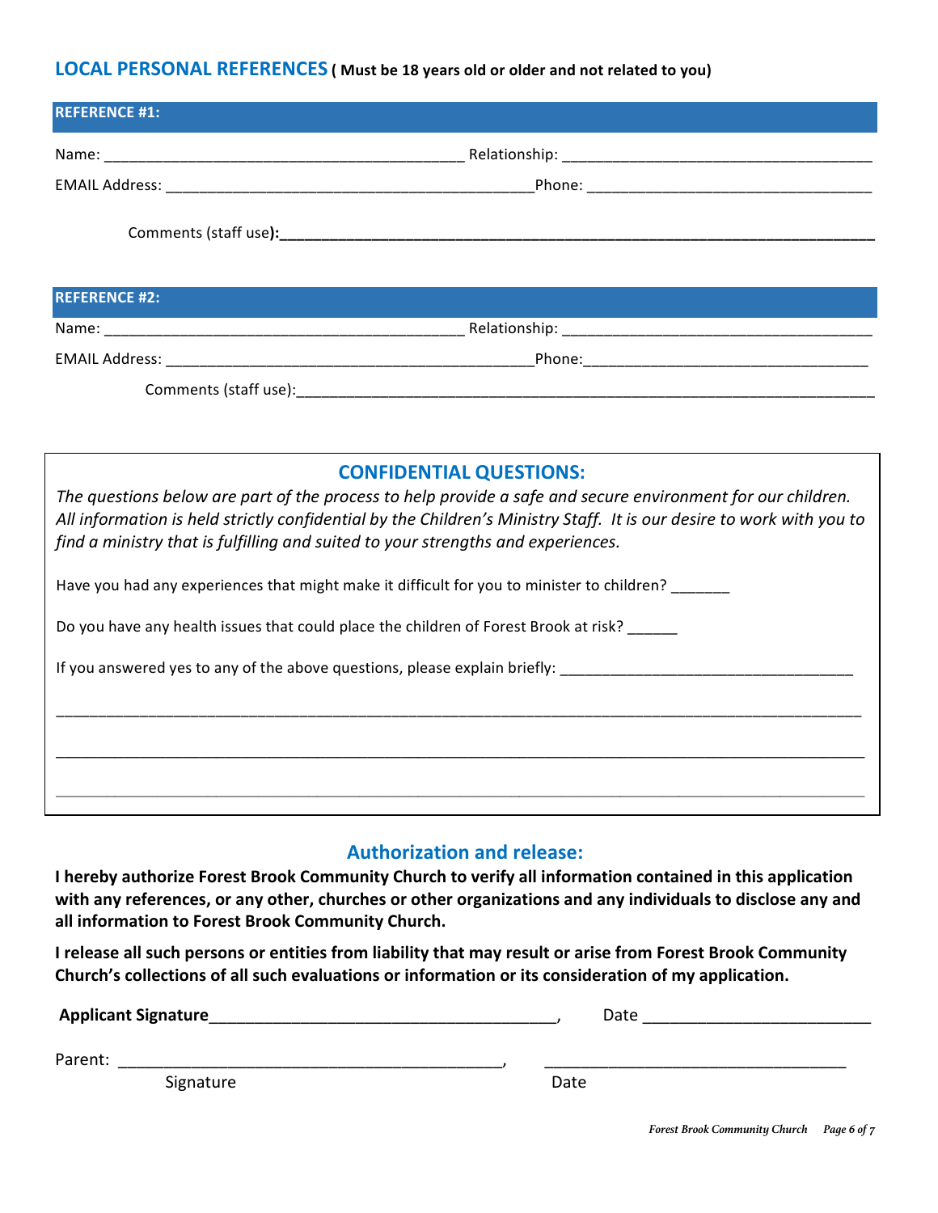## LOCAL PERSONAL REFERENCES **( Must be 18 years old or older and not related to you)**

**REFERENCE #1:**

Name: ___________________________________________ Relationship: _____________________________________

EMAIL Address: _____________________________________________Phone: __________________________________

Comments (staff use**):**___________________________________________________________________________

**REFERENCE #2:**

Name: ___________________________________________ Relationship: _____________________________________

EMAIL Address: _____________________________________________Phone:__________________________________

Comments (staff use):__________________________________________________________________________

## CONFIDENTIAL QUESTIONS:

*The questions below are part of the process to help provide a safe and secure environment for our children. All information is held strictly confidential by the Children's Ministry Staff. It is our desire to work with you to find a ministry that is fulfilling and suited to your strengths and experiences.*

Have you had any experiences that might make it difficult for you to minister to children? _______

Do you have any health issues that could place the children of Forest Brook at risk? ______

If you answered yes to any of the above questions, please explain briefly: __________________________________

______________________________________________________________________________________________

______________________________________________________________________________________________

______________________________________________________________________________________________

## Authorization and release:

**I hereby authorize Forest Brook Community Church to verify all information contained in this application with any references, or any other, churches or other organizations and any individuals to disclose any and all information to Forest Brook Community Church.**

**I release all such persons or entities from liability that may result or arise from Forest Brook Community Church's collections of all such evaluations or information or its consideration of my application.**

**Applicant Signature**_______________________________________, Date _________________________

Parent: ____________________________________________, __________________________________

Signature Date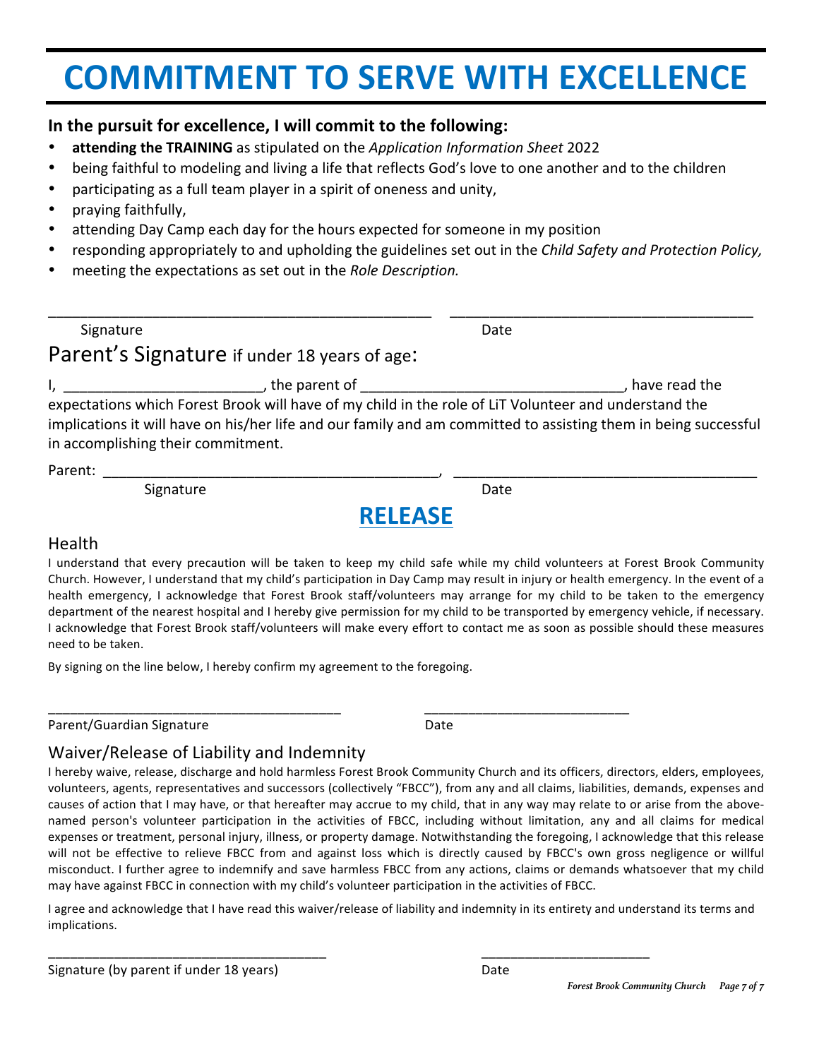# COMMITMENT TO SERVE WITH EXCELLENCE

**In the pursuit for excellence, I will commit to the following:**

- **attending the TRAINING** as stipulated on the *Application Information Sheet* 2022
- being faithful to modeling and living a life that reflects God's love to one another and to the children
- participating as a full team player in a spirit of oneness and unity,
- praying faithfully,
- attending Day Camp each day for the hours expected for someone in my position
- responding appropriately to and upholding the guidelines set out in the *Child Safety and Protection Policy,*
- meeting the expectations as set out in the *Role Description.*

_____________________________________________ _____________________________________

Signature Date

## Parent's Signature if under 18 years of age:

I, ________________________, the parent of ________________________________, have read the expectations which Forest Brook will have of my child in the role of LiT Volunteer and understand the implications it will have on his/her life and our family and am committed to assisting them in being successful in accomplishing their commitment.

Parent: ________________________________________, _____________________________________

Signature Date

## RELEASE

### Health

I understand that every precaution will be taken to keep my child safe while my child volunteers at Forest Brook Community Church. However, I understand that my child's participation in Day Camp may result in injury or health emergency. In the event of a health emergency, I acknowledge that Forest Brook staff/volunteers may arrange for my child to be taken to the emergency department of the nearest hospital and I hereby give permission for my child to be transported by emergency vehicle, if necessary. I acknowledge that Forest Brook staff/volunteers will make every effort to contact me as soon as possible should these measures need to be taken.

By signing on the line below, I hereby confirm my agreement to the foregoing.

_______________________________________ ___________________________

Parent/Guardian Signature Date

### Waiver/Release of Liability and Indemnity

I hereby waive, release, discharge and hold harmless Forest Brook Community Church and its officers, directors, elders, employees, volunteers, agents, representatives and successors (collectively "FBCC"), from any and all claims, liabilities, demands, expenses and causes of action that I may have, or that hereafter may accrue to my child, that in any way may relate to or arise from the above-named person's volunteer participation in the activities of FBCC, including without limitation, any and all claims for medical expenses or treatment, personal injury, illness, or property damage. Notwithstanding the foregoing, I acknowledge that this release will not be effective to relieve FBCC from and against loss which is directly caused by FBCC's own gross negligence or willful misconduct. I further agree to indemnify and save harmless FBCC from any actions, claims or demands whatsoever that my child may have against FBCC in connection with my child's volunteer participation in the activities of FBCC.

I agree and acknowledge that I have read this waiver/release of liability and indemnity in its entirety and understand its terms and implications.

_____________________________________ _______________________

Signature (by parent if under 18 years) Date